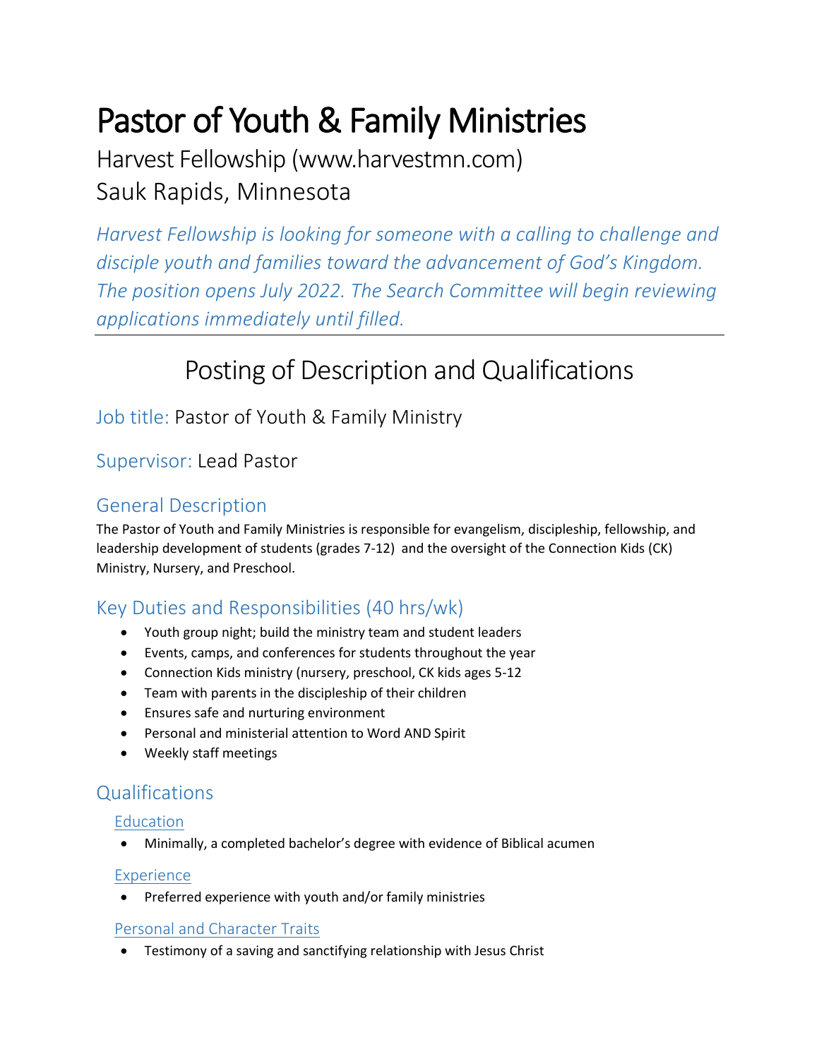# Pastor of Youth & Family Ministries

Harvest Fellowship (www.harvestmn.com)
Sauk Rapids, Minnesota

*Harvest Fellowship is looking for someone with a calling to challenge and disciple youth and families toward the advancement of God's Kingdom. The position opens July 2022. The Search Committee will begin reviewing applications immediately until filled.*

---

## Posting of Description and Qualifications

### Job title: Pastor of Youth & Family Ministry

### Supervisor: Lead Pastor

### General Description

The Pastor of Youth and Family Ministries is responsible for evangelism, discipleship, fellowship, and leadership development of students (grades 7-12) and the oversight of the Connection Kids (CK) Ministry, Nursery, and Preschool.

### Key Duties and Responsibilities (40 hrs/wk)

- Youth group night; build the ministry team and student leaders
- Events, camps, and conferences for students throughout the year
- Connection Kids ministry (nursery, preschool, CK kids ages 5-12
- Team with parents in the discipleship of their children
- Ensures safe and nurturing environment
- Personal and ministerial attention to Word AND Spirit
- Weekly staff meetings

### Qualifications

#### Education

- Minimally, a completed bachelor's degree with evidence of Biblical acumen

#### Experience

- Preferred experience with youth and/or family ministries

#### Personal and Character Traits

- Testimony of a saving and sanctifying relationship with Jesus Christ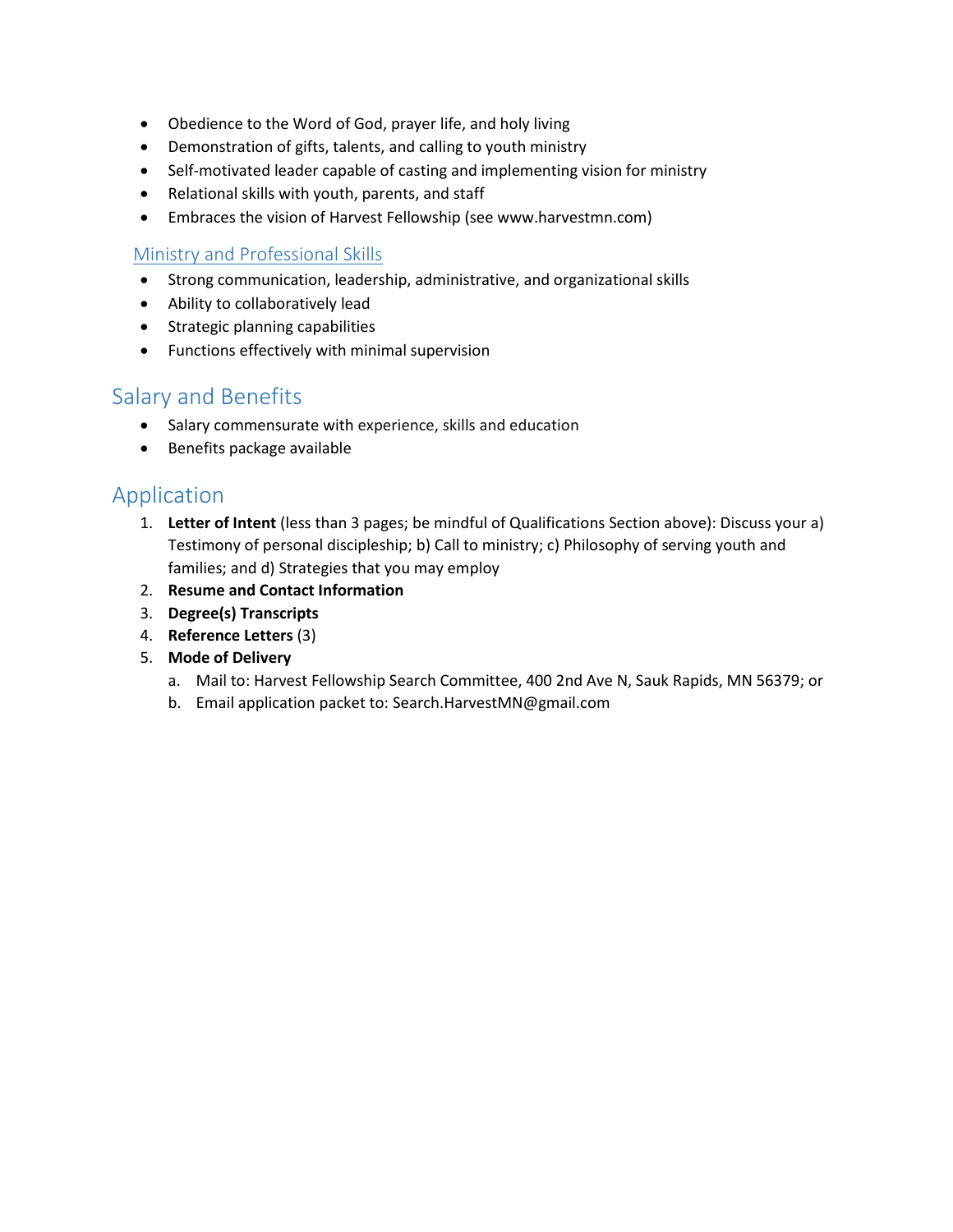- Obedience to the Word of God, prayer life, and holy living
- Demonstration of gifts, talents, and calling to youth ministry
- Self-motivated leader capable of casting and implementing vision for ministry
- Relational skills with youth, parents, and staff
- Embraces the vision of Harvest Fellowship (see www.harvestmn.com)

### Ministry and Professional Skills

- Strong communication, leadership, administrative, and organizational skills
- Ability to collaboratively lead
- Strategic planning capabilities
- Functions effectively with minimal supervision

## Salary and Benefits

- Salary commensurate with experience, skills and education
- Benefits package available

## Application

1. **Letter of Intent** (less than 3 pages; be mindful of Qualifications Section above): Discuss your a) Testimony of personal discipleship; b) Call to ministry; c) Philosophy of serving youth and families; and d) Strategies that you may employ
2. **Resume and Contact Information**
3. **Degree(s) Transcripts**
4. **Reference Letters** (3)
5. **Mode of Delivery**
   a. Mail to: Harvest Fellowship Search Committee, 400 2nd Ave N, Sauk Rapids, MN 56379; or
   b. Email application packet to: Search.HarvestMN@gmail.com